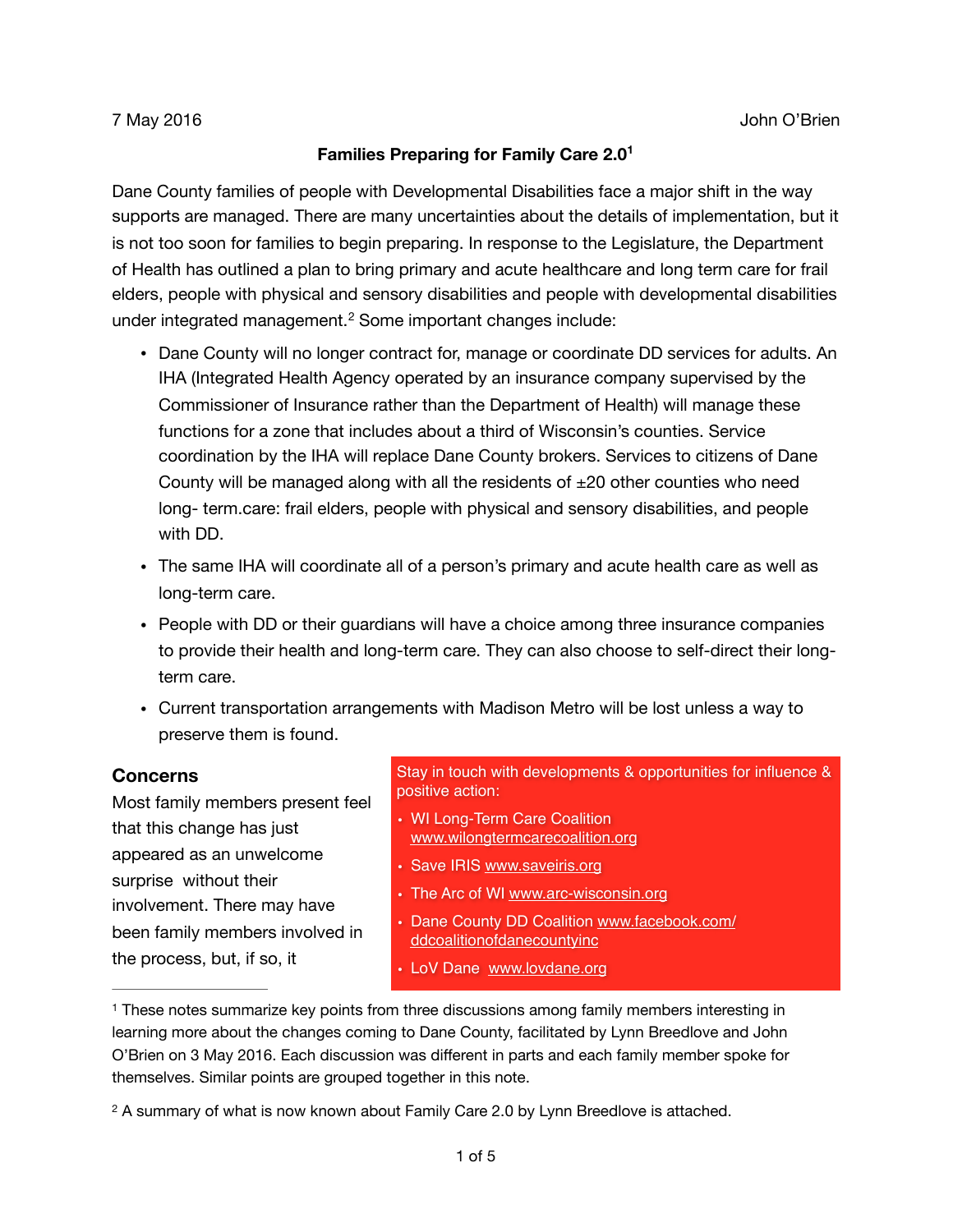7 May 2016 John O'Brien

**Families Preparing for Family Care 2.0**[1]

Dane County families of people with Developmental Disabilities face a major shift in the way supports are managed. There are many uncertainties about the details of implementation, but it is not too soon for families to begin preparing. In response to the Legislature, the Department of Health has outlined a plan to bring primary and acute healthcare and long term care for frail elders, people with physical and sensory disabilities and people with developmental disabilities under integrated management.[2] Some important changes include:

- Dane County will no longer contract for, manage or coordinate DD services for adults. An IHA (Integrated Health Agency operated by an insurance company supervised by the Commissioner of Insurance rather than the Department of Health) will manage these functions for a zone that includes about a third of Wisconsin's counties. Service coordination by the IHA will replace Dane County brokers. Services to citizens of Dane County will be managed along with all the residents of ±20 other counties who need long- term.care: frail elders, people with physical and sensory disabilities, and people with DD.
- The same IHA will coordinate all of a person's primary and acute health care as well as long-term care.
- People with DD or their guardians will have a choice among three insurance companies to provide their health and long-term care. They can also choose to self-direct their long-term care.
- Current transportation arrangements with Madison Metro will be lost unless a way to preserve them is found.

## Concerns

Most family members present feel that this change has just appeared as an unwelcome surprise without their involvement. There may have been family members involved in the process, but, if so, it

Stay in touch with developments & opportunities for influence & positive action:

- WI Long-Term Care Coalition www.wilongtermcarecoalition.org
- Save IRIS www.saveiris.org
- The Arc of WI www.arc-wisconsin.org
- Dane County DD Coalition www.facebook.com/ddcoalitionofdanecountyinc
- LoV Dane www.lovdane.org

---

[1] These notes summarize key points from three discussions among family members interesting in learning more about the changes coming to Dane County, facilitated by Lynn Breedlove and John O'Brien on 3 May 2016. Each discussion was different in parts and each family member spoke for themselves. Similar points are grouped together in this note.

[2] A summary of what is now known about Family Care 2.0 by Lynn Breedlove is attached.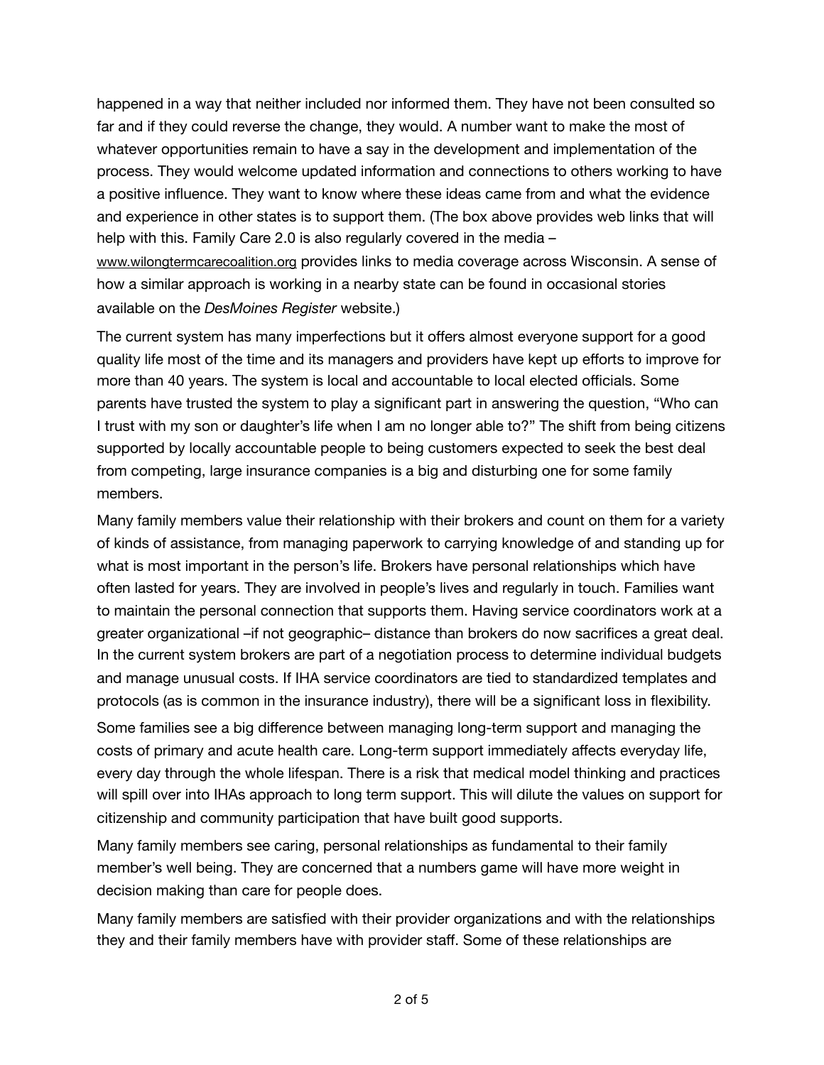happened in a way that neither included nor informed them. They have not been consulted so far and if they could reverse the change, they would. A number want to make the most of whatever opportunities remain to have a say in the development and implementation of the process. They would welcome updated information and connections to others working to have a positive influence. They want to know where these ideas came from and what the evidence and experience in other states is to support them. (The box above provides web links that will help with this. Family Care 2.0 is also regularly covered in the media – www.wilongtermcarecoalition.org provides links to media coverage across Wisconsin. A sense of how a similar approach is working in a nearby state can be found in occasional stories available on the *DesMoines Register* website.)

The current system has many imperfections but it offers almost everyone support for a good quality life most of the time and its managers and providers have kept up efforts to improve for more than 40 years. The system is local and accountable to local elected officials. Some parents have trusted the system to play a significant part in answering the question, "Who can I trust with my son or daughter's life when I am no longer able to?" The shift from being citizens supported by locally accountable people to being customers expected to seek the best deal from competing, large insurance companies is a big and disturbing one for some family members.

Many family members value their relationship with their brokers and count on them for a variety of kinds of assistance, from managing paperwork to carrying knowledge of and standing up for what is most important in the person's life. Brokers have personal relationships which have often lasted for years. They are involved in people's lives and regularly in touch. Families want to maintain the personal connection that supports them. Having service coordinators work at a greater organizational –if not geographic– distance than brokers do now sacrifices a great deal. In the current system brokers are part of a negotiation process to determine individual budgets and manage unusual costs. If IHA service coordinators are tied to standardized templates and protocols (as is common in the insurance industry), there will be a significant loss in flexibility.

Some families see a big difference between managing long-term support and managing the costs of primary and acute health care. Long-term support immediately affects everyday life, every day through the whole lifespan. There is a risk that medical model thinking and practices will spill over into IHAs approach to long term support. This will dilute the values on support for citizenship and community participation that have built good supports.

Many family members see caring, personal relationships as fundamental to their family member's well being. They are concerned that a numbers game will have more weight in decision making than care for people does.

Many family members are satisfied with their provider organizations and with the relationships they and their family members have with provider staff. Some of these relationships are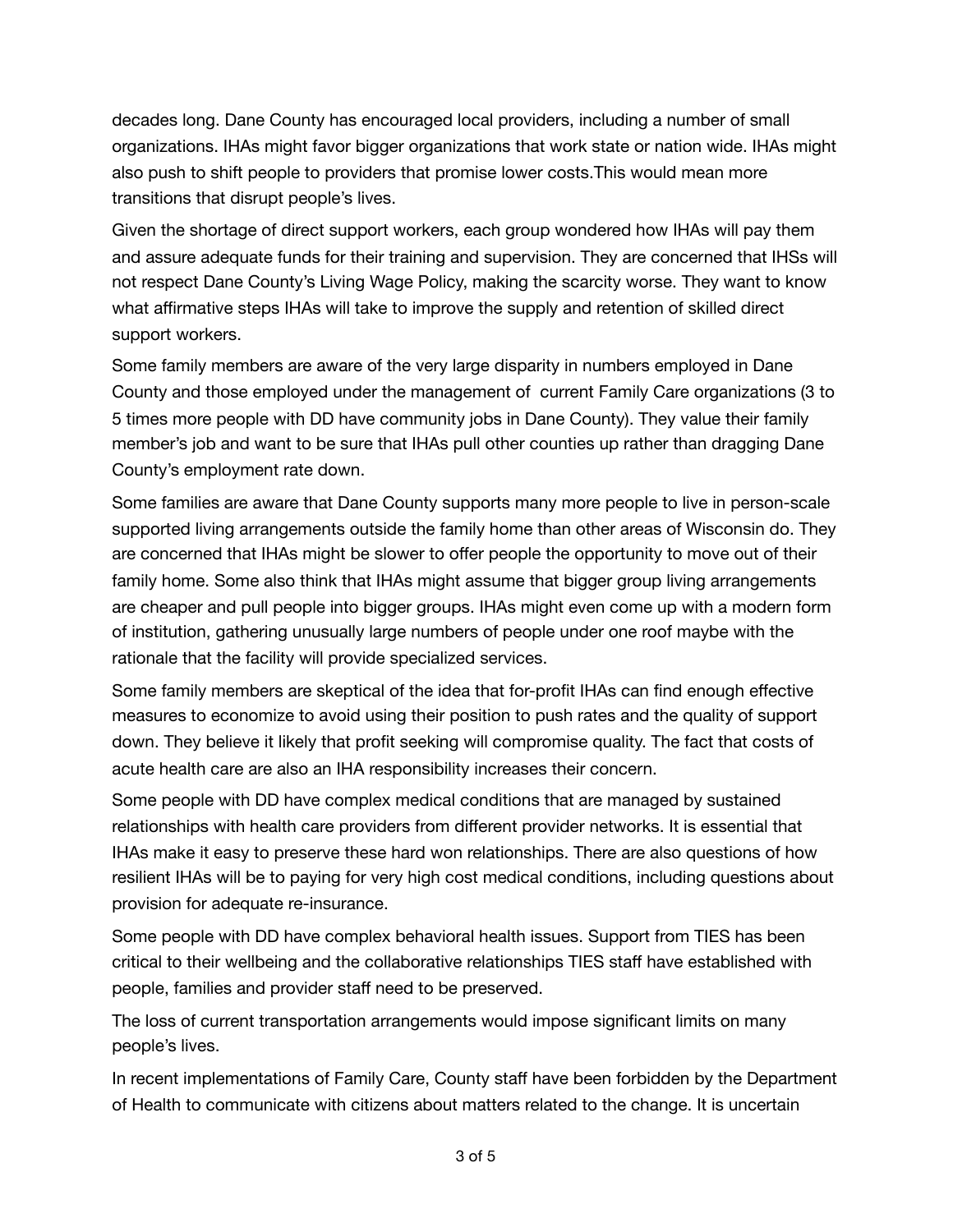decades long. Dane County has encouraged local providers, including a number of small organizations. IHAs might favor bigger organizations that work state or nation wide. IHAs might also push to shift people to providers that promise lower costs.This would mean more transitions that disrupt people's lives.

Given the shortage of direct support workers, each group wondered how IHAs will pay them and assure adequate funds for their training and supervision. They are concerned that IHSs will not respect Dane County's Living Wage Policy, making the scarcity worse. They want to know what affirmative steps IHAs will take to improve the supply and retention of skilled direct support workers.

Some family members are aware of the very large disparity in numbers employed in Dane County and those employed under the management of current Family Care organizations (3 to 5 times more people with DD have community jobs in Dane County). They value their family member's job and want to be sure that IHAs pull other counties up rather than dragging Dane County's employment rate down.

Some families are aware that Dane County supports many more people to live in person-scale supported living arrangements outside the family home than other areas of Wisconsin do. They are concerned that IHAs might be slower to offer people the opportunity to move out of their family home. Some also think that IHAs might assume that bigger group living arrangements are cheaper and pull people into bigger groups. IHAs might even come up with a modern form of institution, gathering unusually large numbers of people under one roof maybe with the rationale that the facility will provide specialized services.

Some family members are skeptical of the idea that for-profit IHAs can find enough effective measures to economize to avoid using their position to push rates and the quality of support down. They believe it likely that profit seeking will compromise quality. The fact that costs of acute health care are also an IHA responsibility increases their concern.

Some people with DD have complex medical conditions that are managed by sustained relationships with health care providers from different provider networks. It is essential that IHAs make it easy to preserve these hard won relationships. There are also questions of how resilient IHAs will be to paying for very high cost medical conditions, including questions about provision for adequate re-insurance.

Some people with DD have complex behavioral health issues. Support from TIES has been critical to their wellbeing and the collaborative relationships TIES staff have established with people, families and provider staff need to be preserved.

The loss of current transportation arrangements would impose significant limits on many people's lives.

In recent implementations of Family Care, County staff have been forbidden by the Department of Health to communicate with citizens about matters related to the change. It is uncertain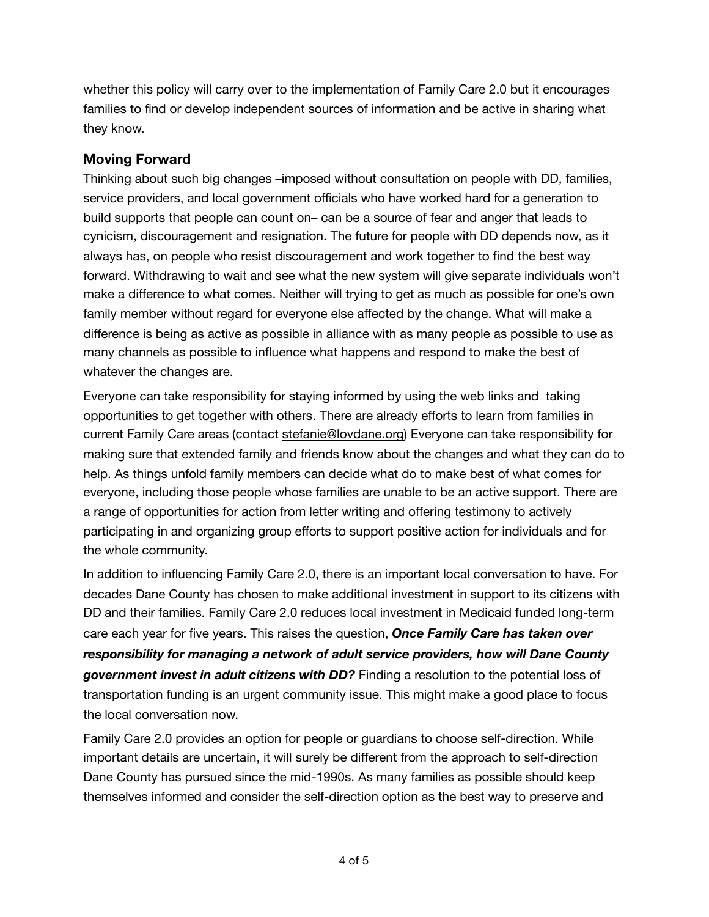whether this policy will carry over to the implementation of Family Care 2.0 but it encourages families to find or develop independent sources of information and be active in sharing what they know.

### Moving Forward

Thinking about such big changes –imposed without consultation on people with DD, families, service providers, and local government officials who have worked hard for a generation to build supports that people can count on– can be a source of fear and anger that leads to cynicism, discouragement and resignation. The future for people with DD depends now, as it always has, on people who resist discouragement and work together to find the best way forward. Withdrawing to wait and see what the new system will give separate individuals won't make a difference to what comes. Neither will trying to get as much as possible for one's own family member without regard for everyone else affected by the change. What will make a difference is being as active as possible in alliance with as many people as possible to use as many channels as possible to influence what happens and respond to make the best of whatever the changes are.

Everyone can take responsibility for staying informed by using the web links and taking opportunities to get together with others. There are already efforts to learn from families in current Family Care areas (contact stefanie@lovdane.org) Everyone can take responsibility for making sure that extended family and friends know about the changes and what they can do to help. As things unfold family members can decide what do to make best of what comes for everyone, including those people whose families are unable to be an active support. There are a range of opportunities for action from letter writing and offering testimony to actively participating in and organizing group efforts to support positive action for individuals and for the whole community.

In addition to influencing Family Care 2.0, there is an important local conversation to have. For decades Dane County has chosen to make additional investment in support to its citizens with DD and their families. Family Care 2.0 reduces local investment in Medicaid funded long-term care each year for five years. This raises the question, ***Once Family Care has taken over responsibility for managing a network of adult service providers, how will Dane County government invest in adult citizens with DD?*** Finding a resolution to the potential loss of transportation funding is an urgent community issue. This might make a good place to focus the local conversation now.

Family Care 2.0 provides an option for people or guardians to choose self-direction. While important details are uncertain, it will surely be different from the approach to self-direction Dane County has pursued since the mid-1990s. As many families as possible should keep themselves informed and consider the self-direction option as the best way to preserve and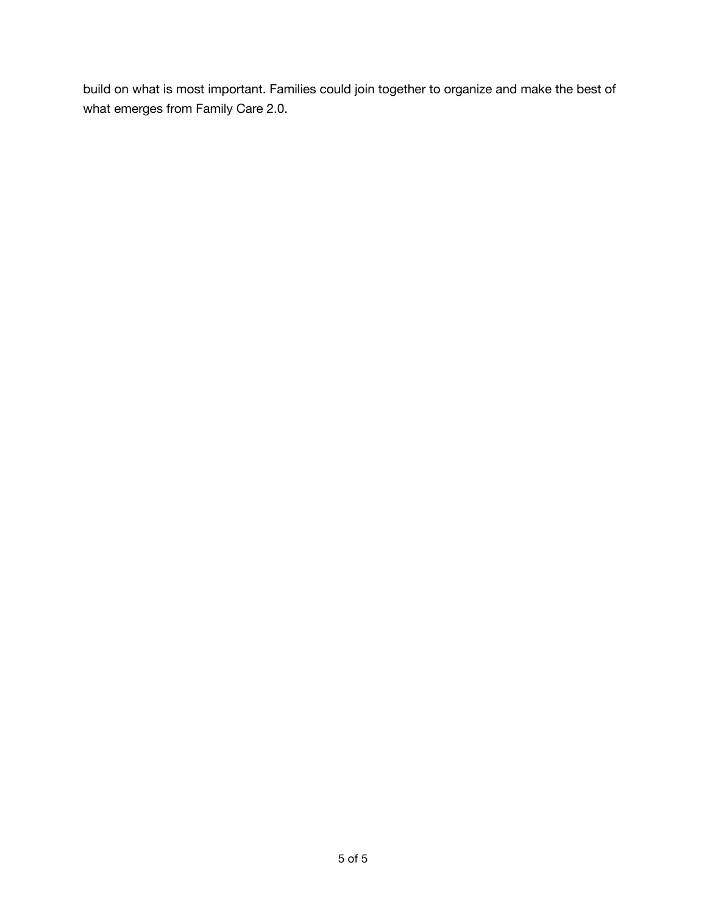build on what is most important. Families could join together to organize and make the best of what emerges from Family Care 2.0.